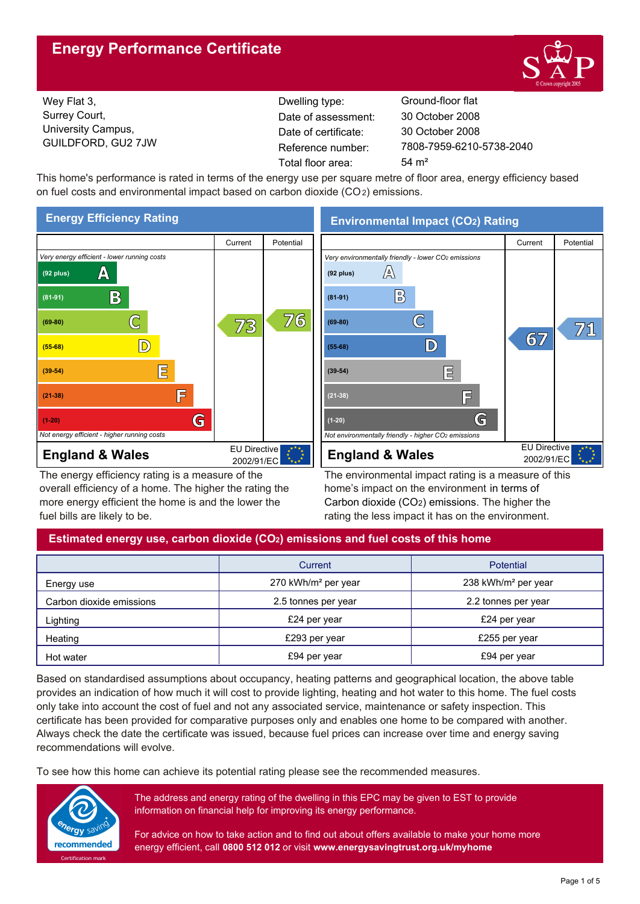# Energy Performance Certificate

Wey Flat 3,
Surrey Court,
University Campus,
GUILDFORD, GU2 7JW

| | |
|---|---|
| Dwelling type: | Ground-floor flat |
| Date of assessment: | 30 October 2008 |
| Date of certificate: | 30 October 2008 |
| Reference number: | 7808-7959-6210-5738-2040 |
| Total floor area: | 54 m² |

This home's performance is rated in terms of the energy use per square metre of floor area, energy efficiency based on fuel costs and environmental impact based on carbon dioxide ($CO_2$) emissions.

## Energy Efficiency Rating

| Rating | Current | Potential |
|---|---|---|
| *Very energy efficient - lower running costs* | | |
| (92 plus) A | | |
| (81-91) B | | |
| (69-80) C | 73 | 76 |
| (55-68) D | | |
| (39-54) E | | |
| (21-38) F | | |
| (1-20) G | | |
| *Not energy efficient - higher running costs* | | |

**England & Wales** — EU Directive 2002/91/EC

The energy efficiency rating is a measure of the overall efficiency of a home. The higher the rating the more energy efficient the home is and the lower the fuel bills are likely to be.

## Environmental Impact ($CO_2$) Rating

| Rating | Current | Potential |
|---|---|---|
| *Very environmentally friendly - lower $CO_2$ emissions* | | |
| (92 plus) A | | |
| (81-91) B | | |
| (69-80) C | | 71 |
| (55-68) D | 67 | |
| (39-54) E | | |
| (21-38) F | | |
| (1-20) G | | |
| *Not environmentally friendly - higher $CO_2$ emissions* | | |

**England & Wales** — EU Directive 2002/91/EC

The environmental impact rating is a measure of this home's impact on the environment in terms of Carbon dioxide ($CO_2$) emissions. The higher the rating the less impact it has on the environment.

## Estimated energy use, carbon dioxide ($CO_2$) emissions and fuel costs of this home

| | Current | Potential |
|---|---|---|
| Energy use | 270 kWh/m² per year | 238 kWh/m² per year |
| Carbon dioxide emissions | 2.5 tonnes per year | 2.2 tonnes per year |
| Lighting | £24 per year | £24 per year |
| Heating | £293 per year | £255 per year |
| Hot water | £94 per year | £94 per year |

Based on standardised assumptions about occupancy, heating patterns and geographical location, the above table provides an indication of how much it will cost to provide lighting, heating and hot water to this home. The fuel costs only take into account the cost of fuel and not any associated service, maintenance or safety inspection. This certificate has been provided for comparative purposes only and enables one home to be compared with another. Always check the date the certificate was issued, because fuel prices can increase over time and energy saving recommendations will evolve.

To see how this home can achieve its potential rating please see the recommended measures.

The address and energy rating of the dwelling in this EPC may be given to EST to provide information on financial help for improving its energy performance.

For advice on how to take action and to find out about offers available to make your home more energy efficient, call **0800 512 012** or visit **www.energysavingtrust.org.uk/myhome**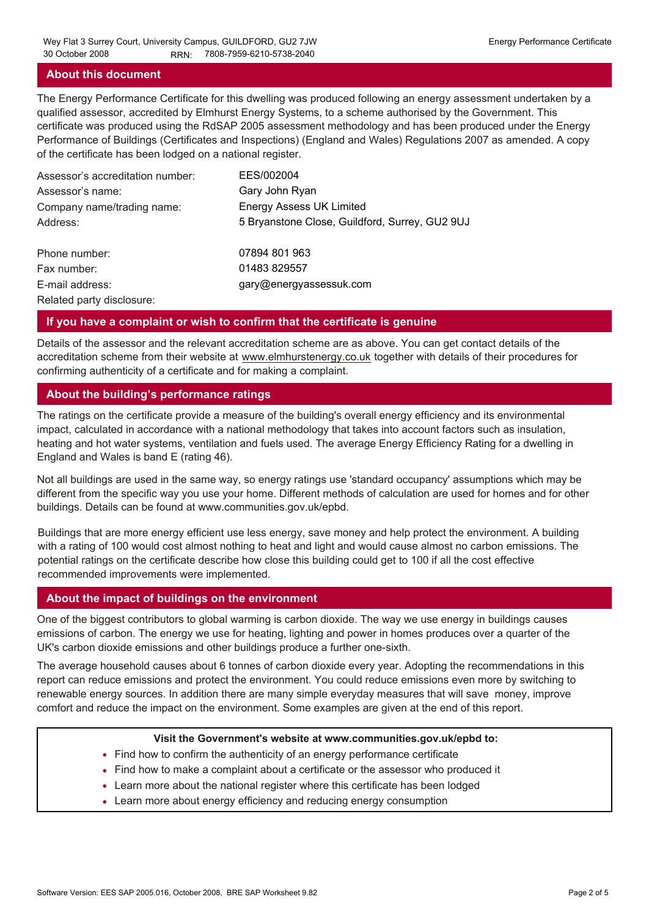## About this document

The Energy Performance Certificate for this dwelling was produced following an energy assessment undertaken by a qualified assessor, accredited by Elmhurst Energy Systems, to a scheme authorised by the Government. This certificate was produced using the RdSAP 2005 assessment methodology and has been produced under the Energy Performance of Buildings (Certificates and Inspections) (England and Wales) Regulations 2007 as amended. A copy of the certificate has been lodged on a national register.

| | |
|---|---|
| Assessor's accreditation number: | EES/002004 |
| Assessor's name: | Gary John Ryan |
| Company name/trading name: | Energy Assess UK Limited |
| Address: | 5 Bryanstone Close, Guildford, Surrey, GU2 9UJ |
| Phone number: | 07894 801 963 |
| Fax number: | 01483 829557 |
| E-mail address: | gary@energyassessuk.com |
| Related party disclosure: | |

## If you have a complaint or wish to confirm that the certificate is genuine

Details of the assessor and the relevant accreditation scheme are as above. You can get contact details of the accreditation scheme from their website at www.elmhurstenergy.co.uk together with details of their procedures for confirming authenticity of a certificate and for making a complaint.

## About the building's performance ratings

The ratings on the certificate provide a measure of the building's overall energy efficiency and its environmental impact, calculated in accordance with a national methodology that takes into account factors such as insulation, heating and hot water systems, ventilation and fuels used. The average Energy Efficiency Rating for a dwelling in England and Wales is band E (rating 46).

Not all buildings are used in the same way, so energy ratings use 'standard occupancy' assumptions which may be different from the specific way you use your home. Different methods of calculation are used for homes and for other buildings. Details can be found at www.communities.gov.uk/epbd.

Buildings that are more energy efficient use less energy, save money and help protect the environment. A building with a rating of 100 would cost almost nothing to heat and light and would cause almost no carbon emissions. The potential ratings on the certificate describe how close this building could get to 100 if all the cost effective recommended improvements were implemented.

## About the impact of buildings on the environment

One of the biggest contributors to global warming is carbon dioxide. The way we use energy in buildings causes emissions of carbon. The energy we use for heating, lighting and power in homes produces over a quarter of the UK's carbon dioxide emissions and other buildings produce a further one-sixth.

The average household causes about 6 tonnes of carbon dioxide every year. Adopting the recommendations in this report can reduce emissions and protect the environment. You could reduce emissions even more by switching to renewable energy sources. In addition there are many simple everyday measures that will save money, improve comfort and reduce the impact on the environment. Some examples are given at the end of this report.

**Visit the Government's website at www.communities.gov.uk/epbd to:**

- Find how to confirm the authenticity of an energy performance certificate
- Find how to make a complaint about a certificate or the assessor who produced it
- Learn more about the national register where this certificate has been lodged
- Learn more about energy efficiency and reducing energy consumption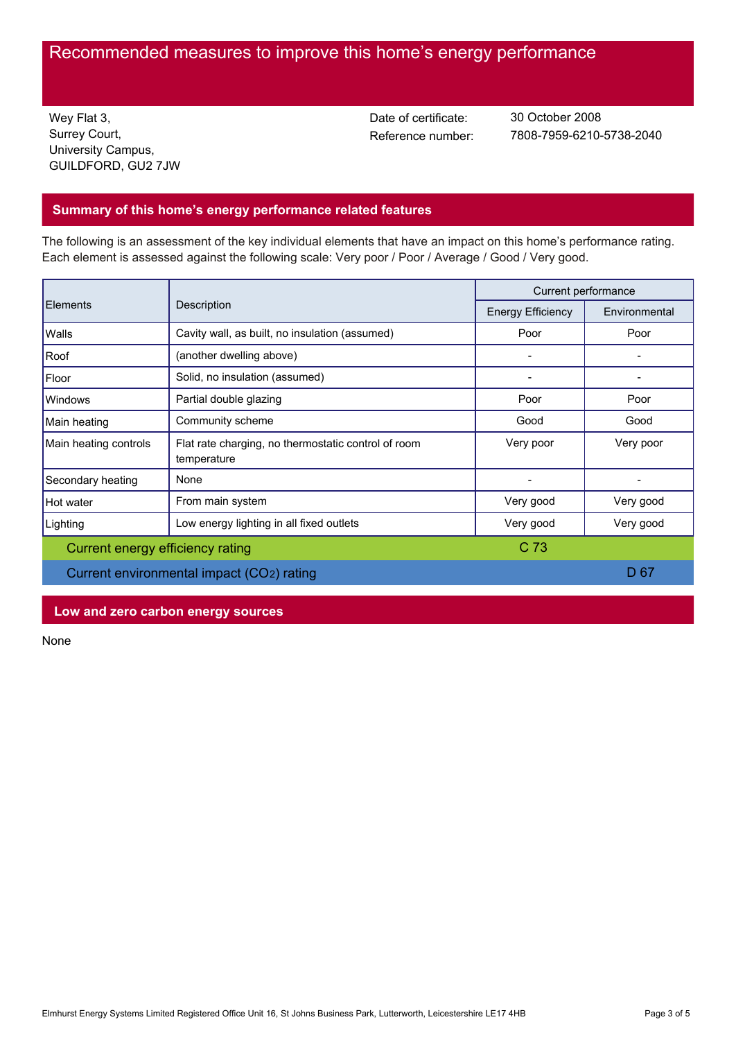# Recommended measures to improve this home's energy performance

Wey Flat 3,
Surrey Court,
University Campus,
GUILDFORD, GU2 7JW

Date of certificate: 30 October 2008
Reference number: 7808-7959-6210-5738-2040

## Summary of this home's energy performance related features

The following is an assessment of the key individual elements that have an impact on this home's performance rating. Each element is assessed against the following scale: Very poor / Poor / Average / Good / Very good.

| Elements | Description | Current performance | |
|---|---|---|---|
| | | Energy Efficiency | Environmental |
| Walls | Cavity wall, as built, no insulation (assumed) | Poor | Poor |
| Roof | (another dwelling above) | - | - |
| Floor | Solid, no insulation (assumed) | - | - |
| Windows | Partial double glazing | Poor | Poor |
| Main heating | Community scheme | Good | Good |
| Main heating controls | Flat rate charging, no thermostatic control of room temperature | Very poor | Very poor |
| Secondary heating | None | - | - |
| Hot water | From main system | Very good | Very good |
| Lighting | Low energy lighting in all fixed outlets | Very good | Very good |
| Current energy efficiency rating | | C 73 | |
| Current environmental impact ($CO_2$) rating | | | D 67 |

## Low and zero carbon energy sources

None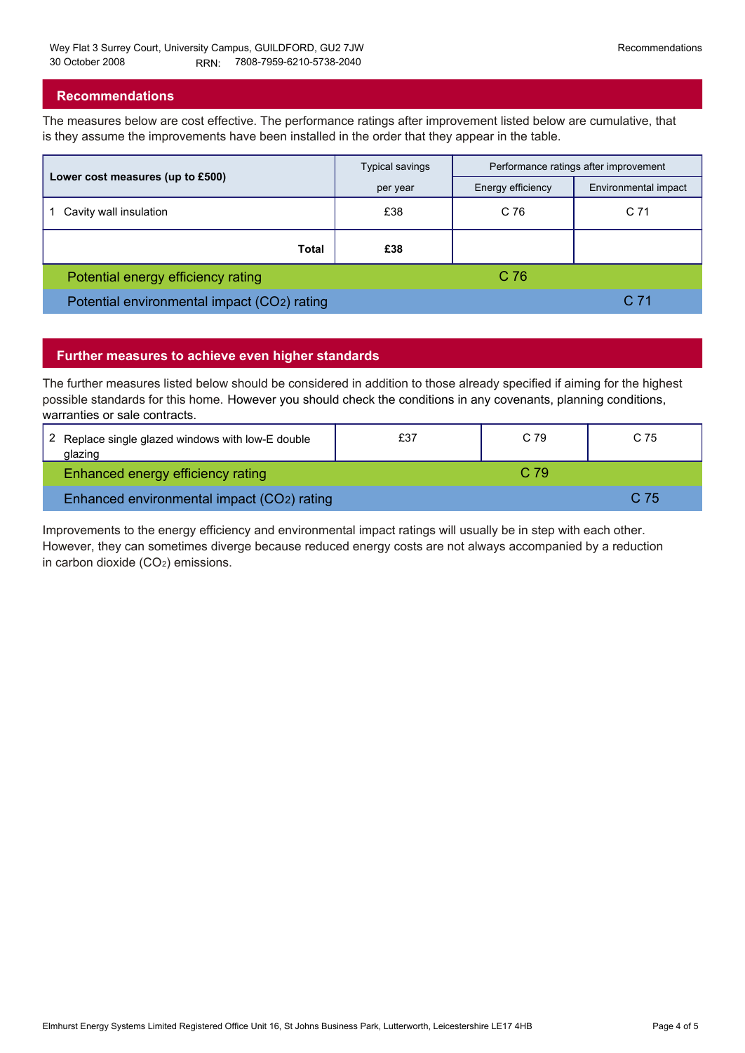## Recommendations

The measures below are cost effective. The performance ratings after improvement listed below are cumulative, that is they assume the improvements have been installed in the order that they appear in the table.

| Lower cost measures (up to £500) | Typical savings per year | Performance ratings after improvement | |
|---|---|---|---|
| | | Energy efficiency | Environmental impact |
| 1 Cavity wall insulation | £38 | C 76 | C 71 |
| **Total** | **£38** | | |
| Potential energy efficiency rating | | C 76 | |
| Potential environmental impact ($CO_2$) rating | | | C 71 |

## Further measures to achieve even higher standards

The further measures listed below should be considered in addition to those already specified if aiming for the highest possible standards for this home. However you should check the conditions in any covenants, planning conditions, warranties or sale contracts.

| Measure | Typical savings per year | Energy efficiency | Environmental impact |
|---|---|---|---|
| 2 Replace single glazed windows with low-E double glazing | £37 | C 79 | C 75 |
| Enhanced energy efficiency rating | | C 79 | |
| Enhanced environmental impact ($CO_2$) rating | | | C 75 |

Improvements to the energy efficiency and environmental impact ratings will usually be in step with each other. However, they can sometimes diverge because reduced energy costs are not always accompanied by a reduction in carbon dioxide ($CO_2$) emissions.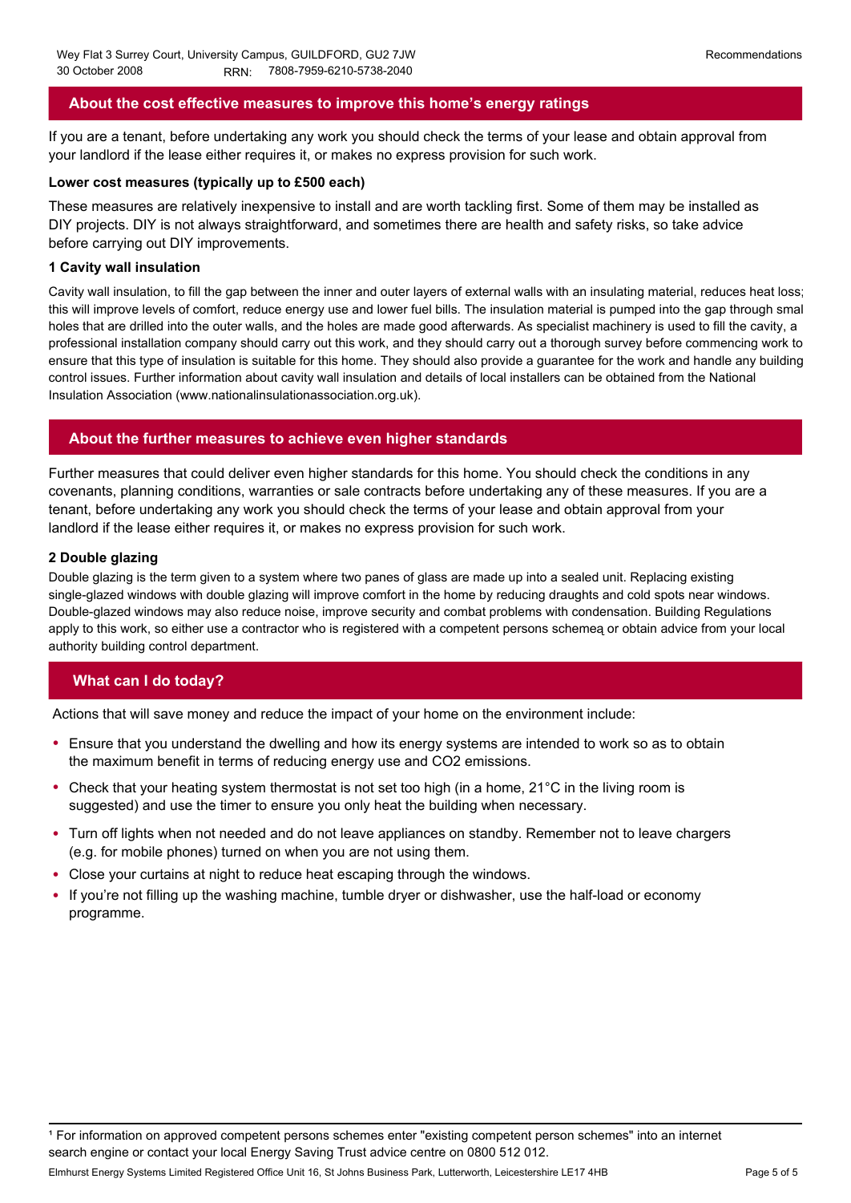## About the cost effective measures to improve this home's energy ratings

If you are a tenant, before undertaking any work you should check the terms of your lease and obtain approval from your landlord if the lease either requires it, or makes no express provision for such work.

**Lower cost measures (typically up to £500 each)**

These measures are relatively inexpensive to install and are worth tackling first. Some of them may be installed as DIY projects. DIY is not always straightforward, and sometimes there are health and safety risks, so take advice before carrying out DIY improvements.

**1 Cavity wall insulation**

Cavity wall insulation, to fill the gap between the inner and outer layers of external walls with an insulating material, reduces heat loss; this will improve levels of comfort, reduce energy use and lower fuel bills. The insulation material is pumped into the gap through smal holes that are drilled into the outer walls, and the holes are made good afterwards. As specialist machinery is used to fill the cavity, a professional installation company should carry out this work, and they should carry out a thorough survey before commencing work to ensure that this type of insulation is suitable for this home. They should also provide a guarantee for the work and handle any building control issues. Further information about cavity wall insulation and details of local installers can be obtained from the National Insulation Association (www.nationalinsulationassociation.org.uk).

## About the further measures to achieve even higher standards

Further measures that could deliver even higher standards for this home. You should check the conditions in any covenants, planning conditions, warranties or sale contracts before undertaking any of these measures. If you are a tenant, before undertaking any work you should check the terms of your lease and obtain approval from your landlord if the lease either requires it, or makes no express provision for such work.

**2 Double glazing**

Double glazing is the term given to a system where two panes of glass are made up into a sealed unit. Replacing existing single-glazed windows with double glazing will improve comfort in the home by reducing draughts and cold spots near windows. Double-glazed windows may also reduce noise, improve security and combat problems with condensation. Building Regulations apply to this work, so either use a contractor who is registered with a competent persons scheme[1] or obtain advice from your local authority building control department.

## What can I do today?

Actions that will save money and reduce the impact of your home on the environment include:

- Ensure that you understand the dwelling and how its energy systems are intended to work so as to obtain the maximum benefit in terms of reducing energy use and CO2 emissions.
- Check that your heating system thermostat is not set too high (in a home, 21°C in the living room is suggested) and use the timer to ensure you only heat the building when necessary.
- Turn off lights when not needed and do not leave appliances on standby. Remember not to leave chargers (e.g. for mobile phones) turned on when you are not using them.
- Close your curtains at night to reduce heat escaping through the windows.
- If you're not filling up the washing machine, tumble dryer or dishwasher, use the half-load or economy programme.

[1] For information on approved competent persons schemes enter "existing competent person schemes" into an internet search engine or contact your local Energy Saving Trust advice centre on 0800 512 012.